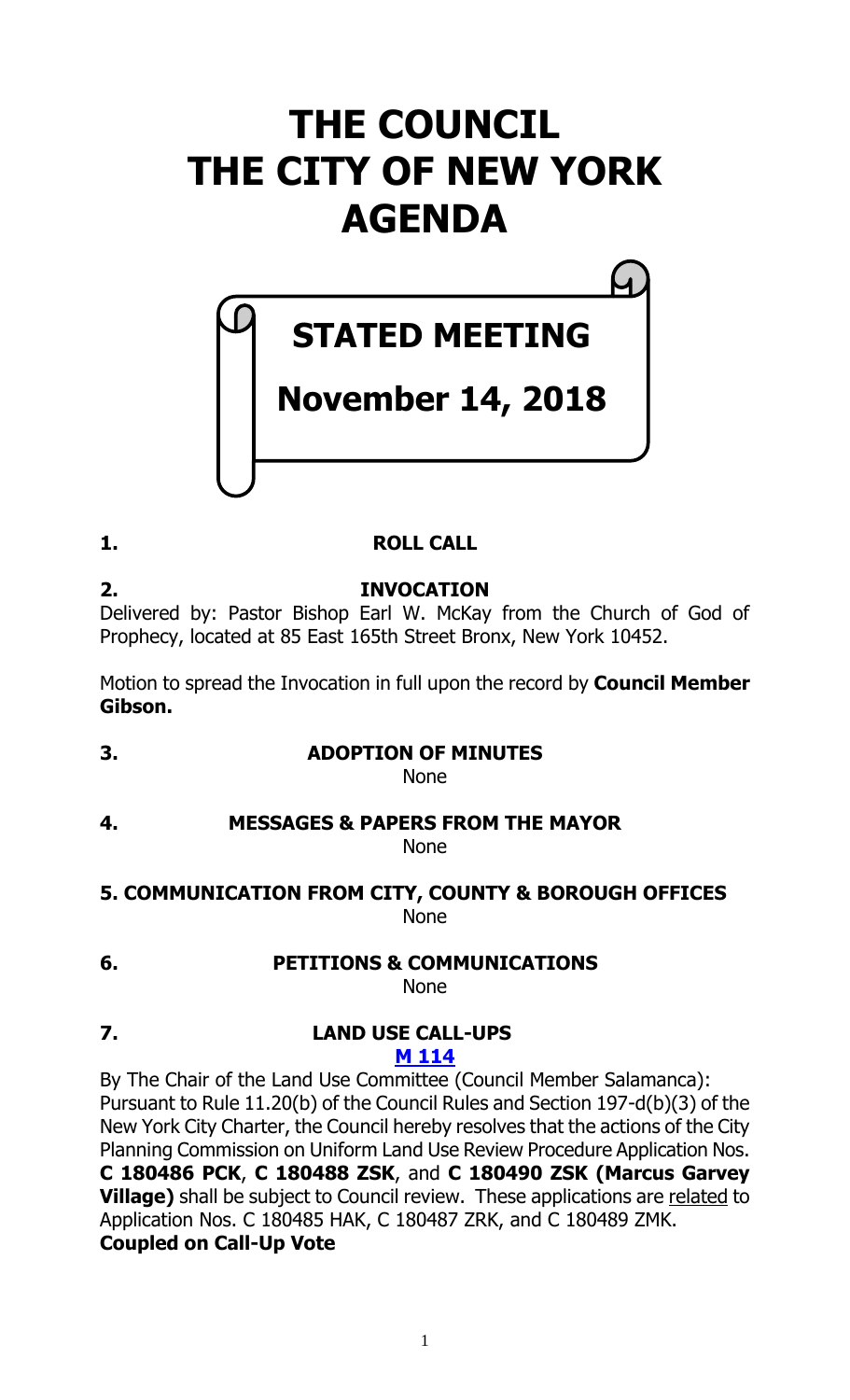# THE COUNCIL
# THE CITY OF NEW YORK
# AGENDA

## STATED MEETING

## November 14, 2018

**1. ROLL CALL**

**2. INVOCATION**

Delivered by: Pastor Bishop Earl W. McKay from the Church of God of Prophecy, located at 85 East 165th Street Bronx, New York 10452.

Motion to spread the Invocation in full upon the record by **Council Member Gibson.**

**3. ADOPTION OF MINUTES**

None

**4. MESSAGES & PAPERS FROM THE MAYOR**

None

**5. COMMUNICATION FROM CITY, COUNTY & BOROUGH OFFICES**

None

**6. PETITIONS & COMMUNICATIONS**

None

**7. LAND USE CALL-UPS**

**M 114**

By The Chair of the Land Use Committee (Council Member Salamanca): Pursuant to Rule 11.20(b) of the Council Rules and Section 197-d(b)(3) of the New York City Charter, the Council hereby resolves that the actions of the City Planning Commission on Uniform Land Use Review Procedure Application Nos. **C 180486 PCK**, **C 180488 ZSK**, and **C 180490 ZSK (Marcus Garvey Village)** shall be subject to Council review. These applications are related to Application Nos. C 180485 HAK, C 180487 ZRK, and C 180489 ZMK.
**Coupled on Call-Up Vote**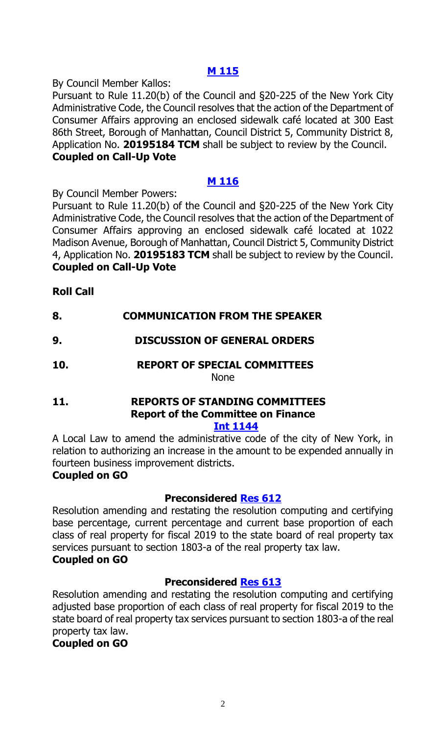**[M 115](#)**

By Council Member Kallos:

Pursuant to Rule 11.20(b) of the Council and §20-225 of the New York City Administrative Code, the Council resolves that the action of the Department of Consumer Affairs approving an enclosed sidewalk café located at 300 East 86th Street, Borough of Manhattan, Council District 5, Community District 8, Application No. **20195184 TCM** shall be subject to review by the Council.

**Coupled on Call-Up Vote**

**[M 116](#)**

By Council Member Powers:

Pursuant to Rule 11.20(b) of the Council and §20-225 of the New York City Administrative Code, the Council resolves that the action of the Department of Consumer Affairs approving an enclosed sidewalk café located at 1022 Madison Avenue, Borough of Manhattan, Council District 5, Community District 4, Application No. **20195183 TCM** shall be subject to review by the Council.

**Coupled on Call-Up Vote**

**Roll Call**

## 8. COMMUNICATION FROM THE SPEAKER

## 9. DISCUSSION OF GENERAL ORDERS

## 10. REPORT OF SPECIAL COMMITTEES

None

## 11. REPORTS OF STANDING COMMITTEES

### Report of the Committee on Finance

**[Int 1144](#)**

A Local Law to amend the administrative code of the city of New York, in relation to authorizing an increase in the amount to be expended annually in fourteen business improvement districts.

**Coupled on GO**

**Preconsidered [Res 612](#)**

Resolution amending and restating the resolution computing and certifying base percentage, current percentage and current base proportion of each class of real property for fiscal 2019 to the state board of real property tax services pursuant to section 1803-a of the real property tax law.

**Coupled on GO**

**Preconsidered [Res 613](#)**

Resolution amending and restating the resolution computing and certifying adjusted base proportion of each class of real property for fiscal 2019 to the state board of real property tax services pursuant to section 1803-a of the real property tax law.

**Coupled on GO**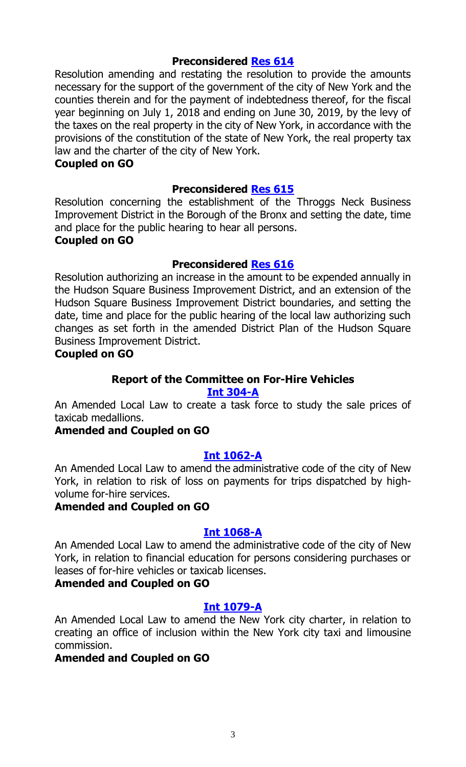**Preconsidered Res 614**

Resolution amending and restating the resolution to provide the amounts necessary for the support of the government of the city of New York and the counties therein and for the payment of indebtedness thereof, for the fiscal year beginning on July 1, 2018 and ending on June 30, 2019, by the levy of the taxes on the real property in the city of New York, in accordance with the provisions of the constitution of the state of New York, the real property tax law and the charter of the city of New York.

**Coupled on GO**

**Preconsidered Res 615**

Resolution concerning the establishment of the Throggs Neck Business Improvement District in the Borough of the Bronx and setting the date, time and place for the public hearing to hear all persons.

**Coupled on GO**

**Preconsidered Res 616**

Resolution authorizing an increase in the amount to be expended annually in the Hudson Square Business Improvement District, and an extension of the Hudson Square Business Improvement District boundaries, and setting the date, time and place for the public hearing of the local law authorizing such changes as set forth in the amended District Plan of the Hudson Square Business Improvement District.

**Coupled on GO**

**Report of the Committee on For-Hire Vehicles**

**Int 304-A**

An Amended Local Law to create a task force to study the sale prices of taxicab medallions.

**Amended and Coupled on GO**

**Int 1062-A**

An Amended Local Law to amend the administrative code of the city of New York, in relation to risk of loss on payments for trips dispatched by high-volume for-hire services.

**Amended and Coupled on GO**

**Int 1068-A**

An Amended Local Law to amend the administrative code of the city of New York, in relation to financial education for persons considering purchases or leases of for-hire vehicles or taxicab licenses.

**Amended and Coupled on GO**

**Int 1079-A**

An Amended Local Law to amend the New York city charter, in relation to creating an office of inclusion within the New York city taxi and limousine commission.

**Amended and Coupled on GO**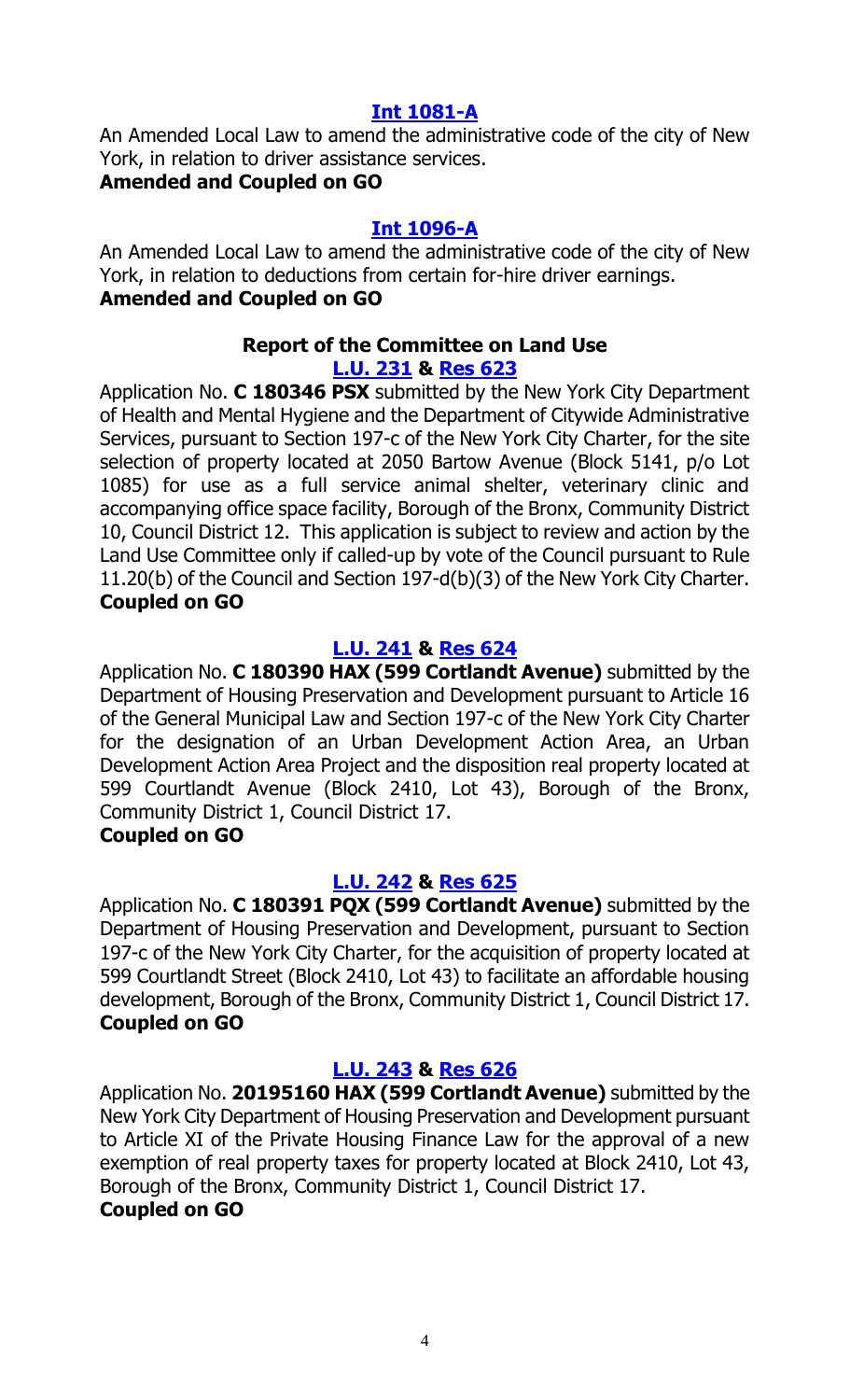**Int 1081-A**

An Amended Local Law to amend the administrative code of the city of New York, in relation to driver assistance services.

**Amended and Coupled on GO**

**Int 1096-A**

An Amended Local Law to amend the administrative code of the city of New York, in relation to deductions from certain for-hire driver earnings.

**Amended and Coupled on GO**

### Report of the Committee on Land Use

**L.U. 231 & Res 623**

Application No. **C 180346 PSX** submitted by the New York City Department of Health and Mental Hygiene and the Department of Citywide Administrative Services, pursuant to Section 197-c of the New York City Charter, for the site selection of property located at 2050 Bartow Avenue (Block 5141, p/o Lot 1085) for use as a full service animal shelter, veterinary clinic and accompanying office space facility, Borough of the Bronx, Community District 10, Council District 12. This application is subject to review and action by the Land Use Committee only if called-up by vote of the Council pursuant to Rule 11.20(b) of the Council and Section 197-d(b)(3) of the New York City Charter.

**Coupled on GO**

**L.U. 241 & Res 624**

Application No. **C 180390 HAX (599 Cortlandt Avenue)** submitted by the Department of Housing Preservation and Development pursuant to Article 16 of the General Municipal Law and Section 197-c of the New York City Charter for the designation of an Urban Development Action Area, an Urban Development Action Area Project and the disposition real property located at 599 Courtlandt Avenue (Block 2410, Lot 43), Borough of the Bronx, Community District 1, Council District 17.

**Coupled on GO**

**L.U. 242 & Res 625**

Application No. **C 180391 PQX (599 Cortlandt Avenue)** submitted by the Department of Housing Preservation and Development, pursuant to Section 197-c of the New York City Charter, for the acquisition of property located at 599 Courtlandt Street (Block 2410, Lot 43) to facilitate an affordable housing development, Borough of the Bronx, Community District 1, Council District 17.

**Coupled on GO**

**L.U. 243 & Res 626**

Application No. **20195160 HAX (599 Cortlandt Avenue)** submitted by the New York City Department of Housing Preservation and Development pursuant to Article XI of the Private Housing Finance Law for the approval of a new exemption of real property taxes for property located at Block 2410, Lot 43, Borough of the Bronx, Community District 1, Council District 17.

**Coupled on GO**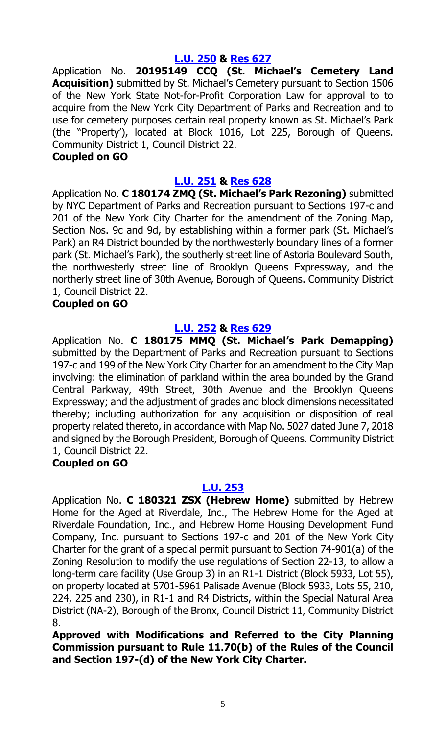### [L.U. 250](#) & [Res 627](#)

Application No. **20195149 CCQ (St. Michael's Cemetery Land Acquisition)** submitted by St. Michael's Cemetery pursuant to Section 1506 of the New York State Not-for-Profit Corporation Law for approval to to acquire from the New York City Department of Parks and Recreation and to use for cemetery purposes certain real property known as St. Michael's Park (the "Property'), located at Block 1016, Lot 225, Borough of Queens. Community District 1, Council District 22.

**Coupled on GO**

### [L.U. 251](#) & [Res 628](#)

Application No. **C 180174 ZMQ (St. Michael's Park Rezoning)** submitted by NYC Department of Parks and Recreation pursuant to Sections 197-c and 201 of the New York City Charter for the amendment of the Zoning Map, Section Nos. 9c and 9d, by establishing within a former park (St. Michael's Park) an R4 District bounded by the northwesterly boundary lines of a former park (St. Michael's Park), the southerly street line of Astoria Boulevard South, the northwesterly street line of Brooklyn Queens Expressway, and the northerly street line of 30th Avenue, Borough of Queens. Community District 1, Council District 22.

**Coupled on GO**

### [L.U. 252](#) & [Res 629](#)

Application No. **C 180175 MMQ (St. Michael's Park Demapping)** submitted by the Department of Parks and Recreation pursuant to Sections 197-c and 199 of the New York City Charter for an amendment to the City Map involving: the elimination of parkland within the area bounded by the Grand Central Parkway, 49th Street, 30th Avenue and the Brooklyn Queens Expressway; and the adjustment of grades and block dimensions necessitated thereby; including authorization for any acquisition or disposition of real property related thereto, in accordance with Map No. 5027 dated June 7, 2018 and signed by the Borough President, Borough of Queens. Community District 1, Council District 22.

**Coupled on GO**

### [L.U. 253](#)

Application No. **C 180321 ZSX (Hebrew Home)** submitted by Hebrew Home for the Aged at Riverdale, Inc., The Hebrew Home for the Aged at Riverdale Foundation, Inc., and Hebrew Home Housing Development Fund Company, Inc. pursuant to Sections 197-c and 201 of the New York City Charter for the grant of a special permit pursuant to Section 74-901(a) of the Zoning Resolution to modify the use regulations of Section 22-13, to allow a long-term care facility (Use Group 3) in an R1-1 District (Block 5933, Lot 55), on property located at 5701-5961 Palisade Avenue (Block 5933, Lots 55, 210, 224, 225 and 230), in R1-1 and R4 Districts, within the Special Natural Area District (NA-2), Borough of the Bronx, Council District 11, Community District 8.

**Approved with Modifications and Referred to the City Planning Commission pursuant to Rule 11.70(b) of the Rules of the Council and Section 197-(d) of the New York City Charter.**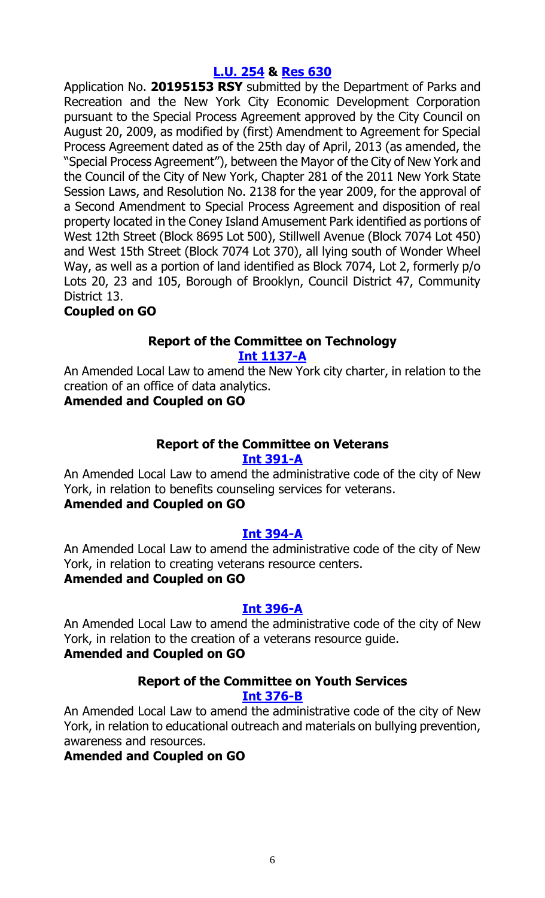**[L.U. 254](#) & [Res 630](#)**

Application No. **20195153 RSY** submitted by the Department of Parks and Recreation and the New York City Economic Development Corporation pursuant to the Special Process Agreement approved by the City Council on August 20, 2009, as modified by (first) Amendment to Agreement for Special Process Agreement dated as of the 25th day of April, 2013 (as amended, the "Special Process Agreement"), between the Mayor of the City of New York and the Council of the City of New York, Chapter 281 of the 2011 New York State Session Laws, and Resolution No. 2138 for the year 2009, for the approval of a Second Amendment to Special Process Agreement and disposition of real property located in the Coney Island Amusement Park identified as portions of West 12th Street (Block 8695 Lot 500), Stillwell Avenue (Block 7074 Lot 450) and West 15th Street (Block 7074 Lot 370), all lying south of Wonder Wheel Way, as well as a portion of land identified as Block 7074, Lot 2, formerly p/o Lots 20, 23 and 105, Borough of Brooklyn, Council District 47, Community District 13.

**Coupled on GO**

### Report of the Committee on Technology

**[Int 1137-A](#)**

An Amended Local Law to amend the New York city charter, in relation to the creation of an office of data analytics.

**Amended and Coupled on GO**

### Report of the Committee on Veterans

**[Int 391-A](#)**

An Amended Local Law to amend the administrative code of the city of New York, in relation to benefits counseling services for veterans.

**Amended and Coupled on GO**

**[Int 394-A](#)**

An Amended Local Law to amend the administrative code of the city of New York, in relation to creating veterans resource centers.

**Amended and Coupled on GO**

**[Int 396-A](#)**

An Amended Local Law to amend the administrative code of the city of New York, in relation to the creation of a veterans resource guide.

**Amended and Coupled on GO**

### Report of the Committee on Youth Services

**[Int 376-B](#)**

An Amended Local Law to amend the administrative code of the city of New York, in relation to educational outreach and materials on bullying prevention, awareness and resources.

**Amended and Coupled on GO**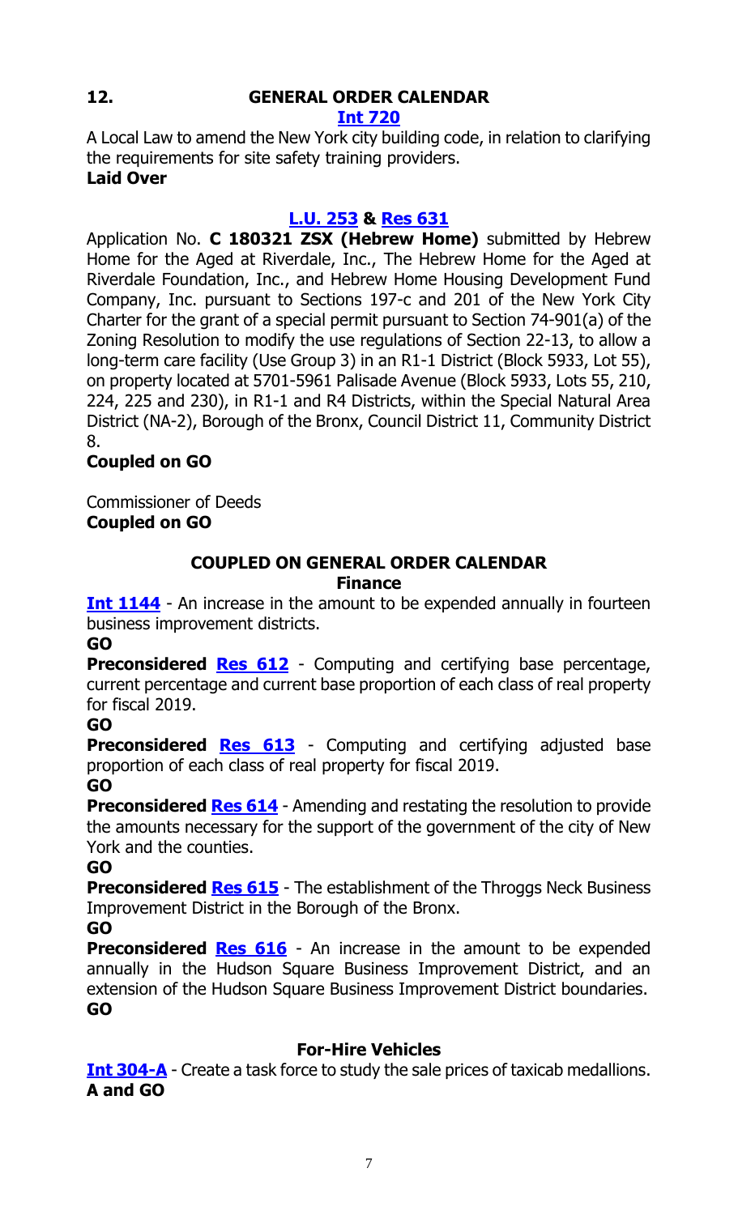## 12. GENERAL ORDER CALENDAR

**Int 720**

A Local Law to amend the New York city building code, in relation to clarifying the requirements for site safety training providers.

**Laid Over**

**L.U. 253 & Res 631**

Application No. **C 180321 ZSX (Hebrew Home)** submitted by Hebrew Home for the Aged at Riverdale, Inc., The Hebrew Home for the Aged at Riverdale Foundation, Inc., and Hebrew Home Housing Development Fund Company, Inc. pursuant to Sections 197-c and 201 of the New York City Charter for the grant of a special permit pursuant to Section 74-901(a) of the Zoning Resolution to modify the use regulations of Section 22-13, to allow a long-term care facility (Use Group 3) in an R1-1 District (Block 5933, Lot 55), on property located at 5701-5961 Palisade Avenue (Block 5933, Lots 55, 210, 224, 225 and 230), in R1-1 and R4 Districts, within the Special Natural Area District (NA-2), Borough of the Bronx, Council District 11, Community District 8.

**Coupled on GO**

Commissioner of Deeds

**Coupled on GO**

### COUPLED ON GENERAL ORDER CALENDAR

**Finance**

**Int 1144** - An increase in the amount to be expended annually in fourteen business improvement districts.

**GO**

**Preconsidered Res 612** - Computing and certifying base percentage, current percentage and current base proportion of each class of real property for fiscal 2019.

**GO**

**Preconsidered Res 613** - Computing and certifying adjusted base proportion of each class of real property for fiscal 2019.

**GO**

**Preconsidered Res 614** - Amending and restating the resolution to provide the amounts necessary for the support of the government of the city of New York and the counties.

**GO**

**Preconsidered Res 615** - The establishment of the Throggs Neck Business Improvement District in the Borough of the Bronx.

**GO**

**Preconsidered Res 616** - An increase in the amount to be expended annually in the Hudson Square Business Improvement District, and an extension of the Hudson Square Business Improvement District boundaries.

**GO**

**For-Hire Vehicles**

**Int 304-A** - Create a task force to study the sale prices of taxicab medallions.

**A and GO**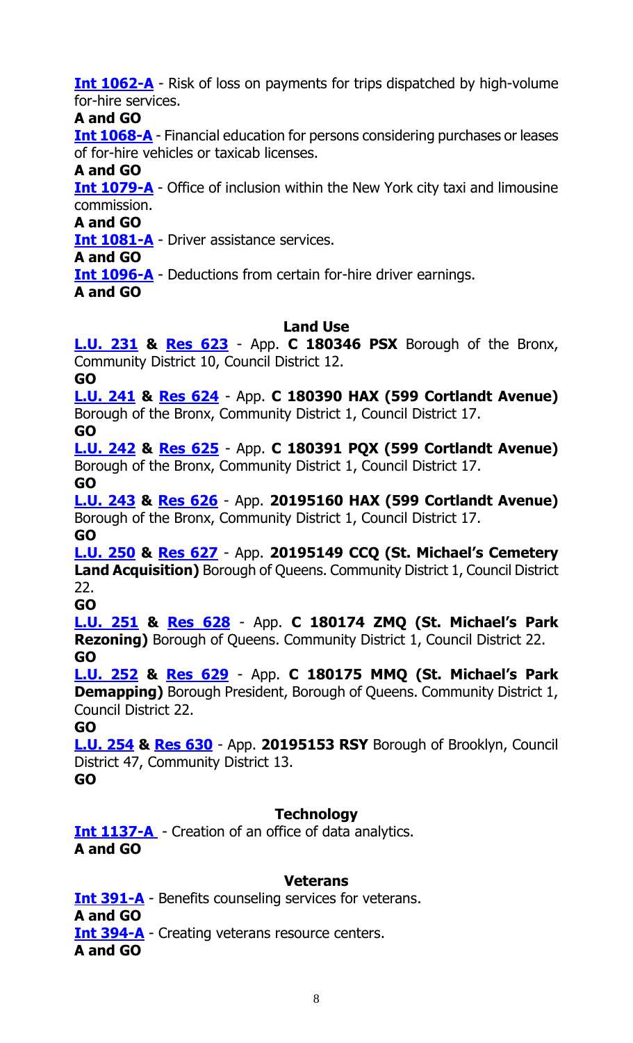**Int 1062-A** - Risk of loss on payments for trips dispatched by high-volume for-hire services.

**A and GO**

**Int 1068-A** - Financial education for persons considering purchases or leases of for-hire vehicles or taxicab licenses.

**A and GO**

**Int 1079-A** - Office of inclusion within the New York city taxi and limousine commission.

**A and GO**

**Int 1081-A** - Driver assistance services.

**A and GO**

**Int 1096-A** - Deductions from certain for-hire driver earnings.

**A and GO**

### Land Use

**L.U. 231 & Res 623** - App. **C 180346 PSX** Borough of the Bronx, Community District 10, Council District 12.

**GO**

**L.U. 241 & Res 624** - App. **C 180390 HAX (599 Cortlandt Avenue)** Borough of the Bronx, Community District 1, Council District 17.

**GO**

**L.U. 242 & Res 625** - App. **C 180391 PQX (599 Cortlandt Avenue)** Borough of the Bronx, Community District 1, Council District 17.

**GO**

**L.U. 243 & Res 626** - App. **20195160 HAX (599 Cortlandt Avenue)** Borough of the Bronx, Community District 1, Council District 17.

**GO**

**L.U. 250 & Res 627** - App. **20195149 CCQ (St. Michael's Cemetery Land Acquisition)** Borough of Queens. Community District 1, Council District 22.

**GO**

**L.U. 251 & Res 628** - App. **C 180174 ZMQ (St. Michael's Park Rezoning)** Borough of Queens. Community District 1, Council District 22.

**GO**

**L.U. 252 & Res 629** - App. **C 180175 MMQ (St. Michael's Park Demapping)** Borough President, Borough of Queens. Community District 1, Council District 22.

**GO**

**L.U. 254 & Res 630** - App. **20195153 RSY** Borough of Brooklyn, Council District 47, Community District 13.

**GO**

### Technology

**Int 1137-A** - Creation of an office of data analytics.

**A and GO**

### Veterans

**Int 391-A** - Benefits counseling services for veterans.

**A and GO**

**Int 394-A** - Creating veterans resource centers.

**A and GO**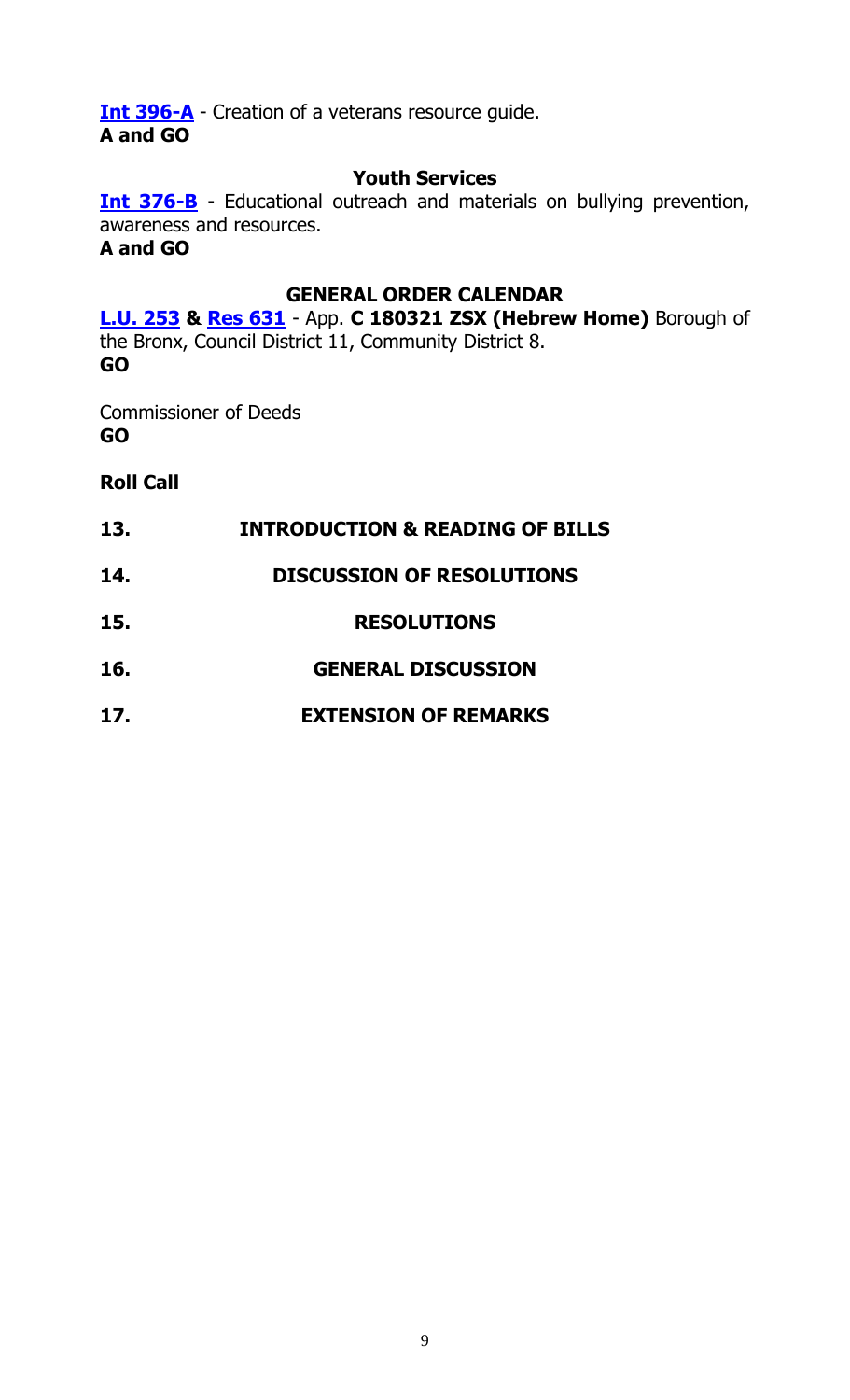**Int 396-A** - Creation of a veterans resource guide.
**A and GO**

**Youth Services**

**Int 376-B** - Educational outreach and materials on bullying prevention, awareness and resources.
**A and GO**

**GENERAL ORDER CALENDAR**

**L.U. 253 & Res 631** - App. **C 180321 ZSX (Hebrew Home)** Borough of the Bronx, Council District 11, Community District 8.
**GO**

Commissioner of Deeds
**GO**

**Roll Call**

**13. INTRODUCTION & READING OF BILLS**

**14. DISCUSSION OF RESOLUTIONS**

**15. RESOLUTIONS**

**16. GENERAL DISCUSSION**

**17. EXTENSION OF REMARKS**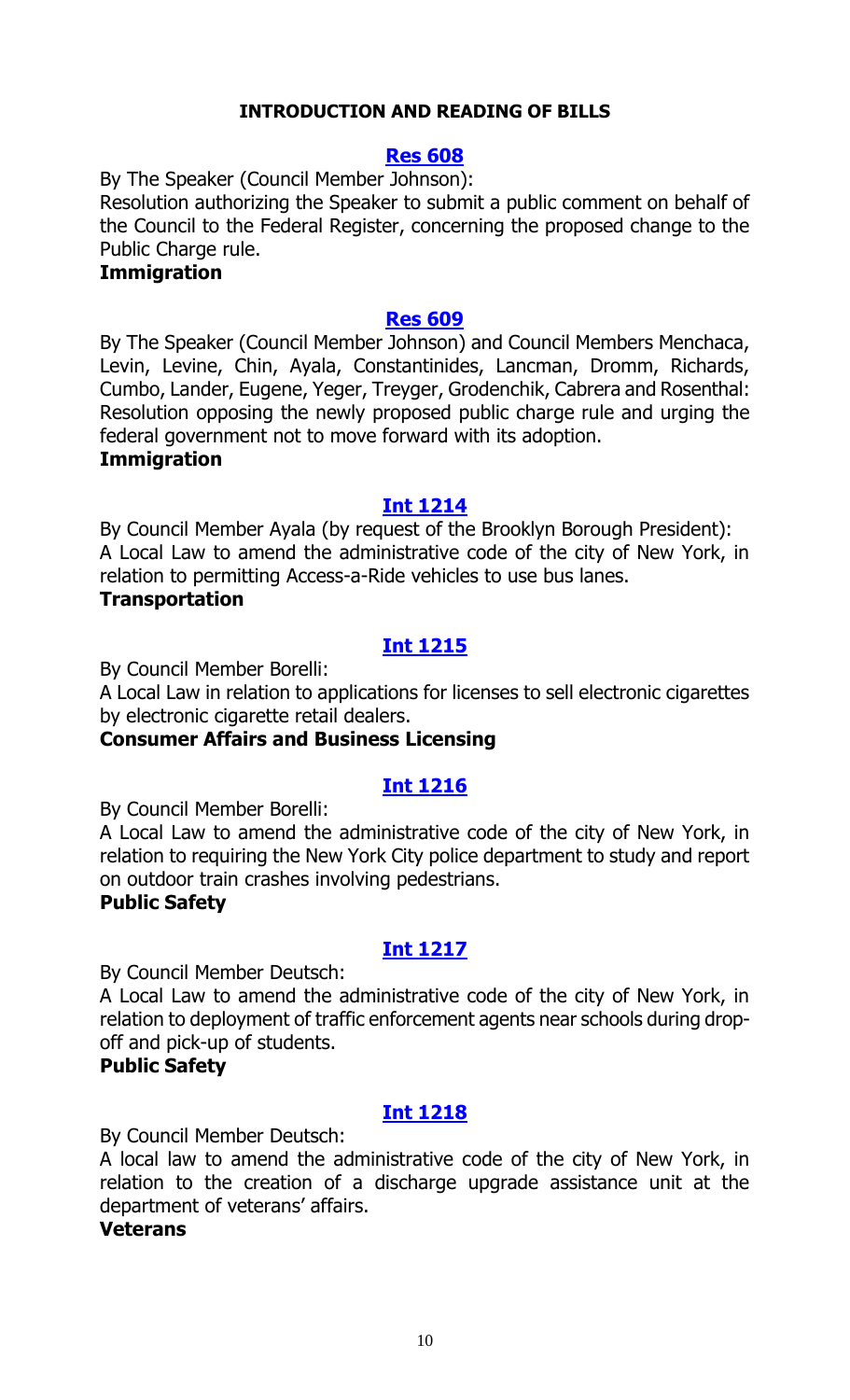## INTRODUCTION AND READING OF BILLS

### [Res 608](#)

By The Speaker (Council Member Johnson):

Resolution authorizing the Speaker to submit a public comment on behalf of the Council to the Federal Register, concerning the proposed change to the Public Charge rule.

**Immigration**

### [Res 609](#)

By The Speaker (Council Member Johnson) and Council Members Menchaca, Levin, Levine, Chin, Ayala, Constantinides, Lancman, Dromm, Richards, Cumbo, Lander, Eugene, Yeger, Treyger, Grodenchik, Cabrera and Rosenthal:

Resolution opposing the newly proposed public charge rule and urging the federal government not to move forward with its adoption.

**Immigration**

### [Int 1214](#)

By Council Member Ayala (by request of the Brooklyn Borough President):

A Local Law to amend the administrative code of the city of New York, in relation to permitting Access-a-Ride vehicles to use bus lanes.

**Transportation**

### [Int 1215](#)

By Council Member Borelli:

A Local Law in relation to applications for licenses to sell electronic cigarettes by electronic cigarette retail dealers.

**Consumer Affairs and Business Licensing**

### [Int 1216](#)

By Council Member Borelli:

A Local Law to amend the administrative code of the city of New York, in relation to requiring the New York City police department to study and report on outdoor train crashes involving pedestrians.

**Public Safety**

### [Int 1217](#)

By Council Member Deutsch:

A Local Law to amend the administrative code of the city of New York, in relation to deployment of traffic enforcement agents near schools during drop-off and pick-up of students.

**Public Safety**

### [Int 1218](#)

By Council Member Deutsch:

A local law to amend the administrative code of the city of New York, in relation to the creation of a discharge upgrade assistance unit at the department of veterans' affairs.

**Veterans**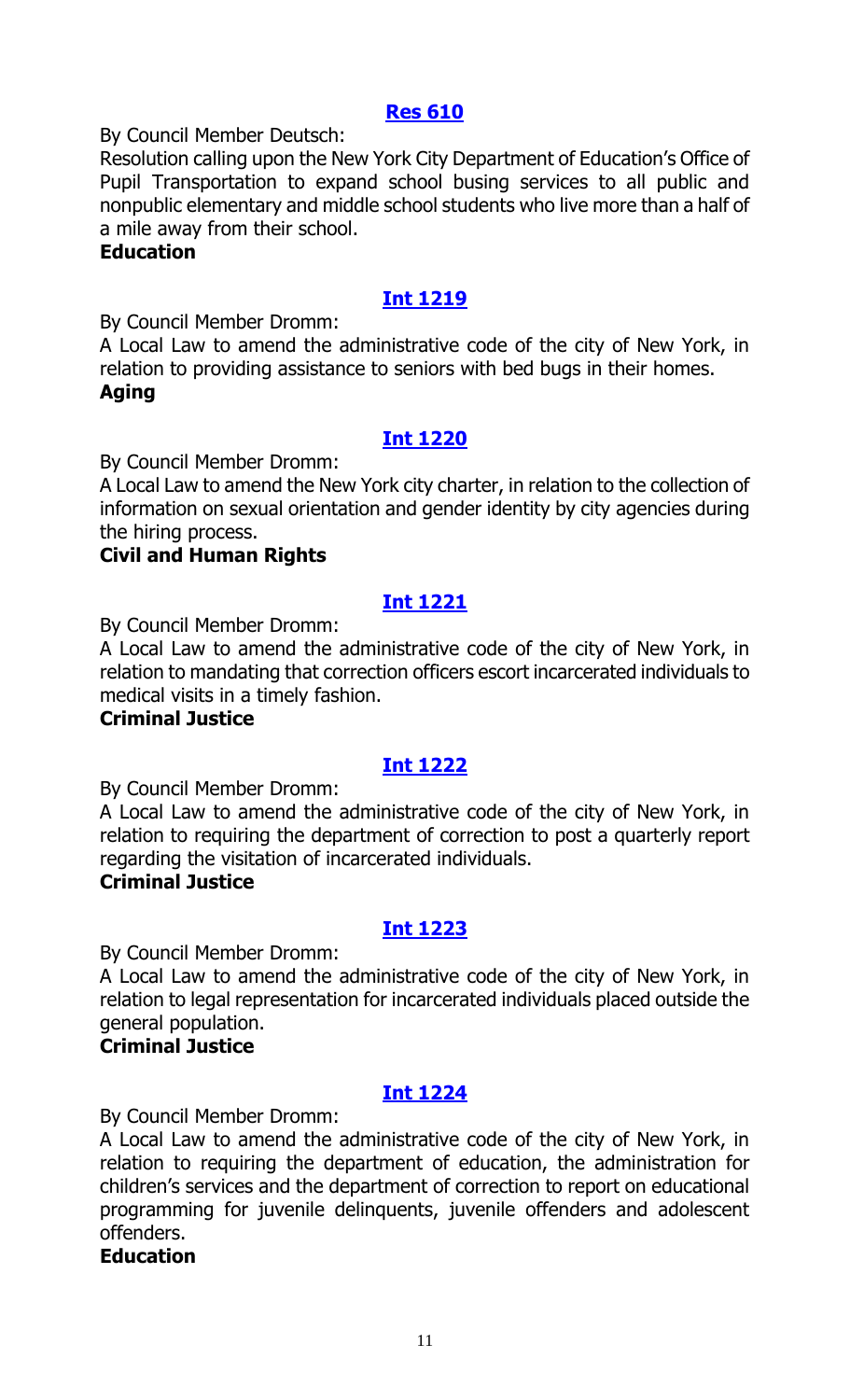**[Res 610](#)**

By Council Member Deutsch:

Resolution calling upon the New York City Department of Education's Office of Pupil Transportation to expand school busing services to all public and nonpublic elementary and middle school students who live more than a half of a mile away from their school.

**Education**

**[Int 1219](#)**

By Council Member Dromm:

A Local Law to amend the administrative code of the city of New York, in relation to providing assistance to seniors with bed bugs in their homes.

**Aging**

**[Int 1220](#)**

By Council Member Dromm:

A Local Law to amend the New York city charter, in relation to the collection of information on sexual orientation and gender identity by city agencies during the hiring process.

**Civil and Human Rights**

**[Int 1221](#)**

By Council Member Dromm:

A Local Law to amend the administrative code of the city of New York, in relation to mandating that correction officers escort incarcerated individuals to medical visits in a timely fashion.

**Criminal Justice**

**[Int 1222](#)**

By Council Member Dromm:

A Local Law to amend the administrative code of the city of New York, in relation to requiring the department of correction to post a quarterly report regarding the visitation of incarcerated individuals.

**Criminal Justice**

**[Int 1223](#)**

By Council Member Dromm:

A Local Law to amend the administrative code of the city of New York, in relation to legal representation for incarcerated individuals placed outside the general population.

**Criminal Justice**

**[Int 1224](#)**

By Council Member Dromm:

A Local Law to amend the administrative code of the city of New York, in relation to requiring the department of education, the administration for children's services and the department of correction to report on educational programming for juvenile delinquents, juvenile offenders and adolescent offenders.

**Education**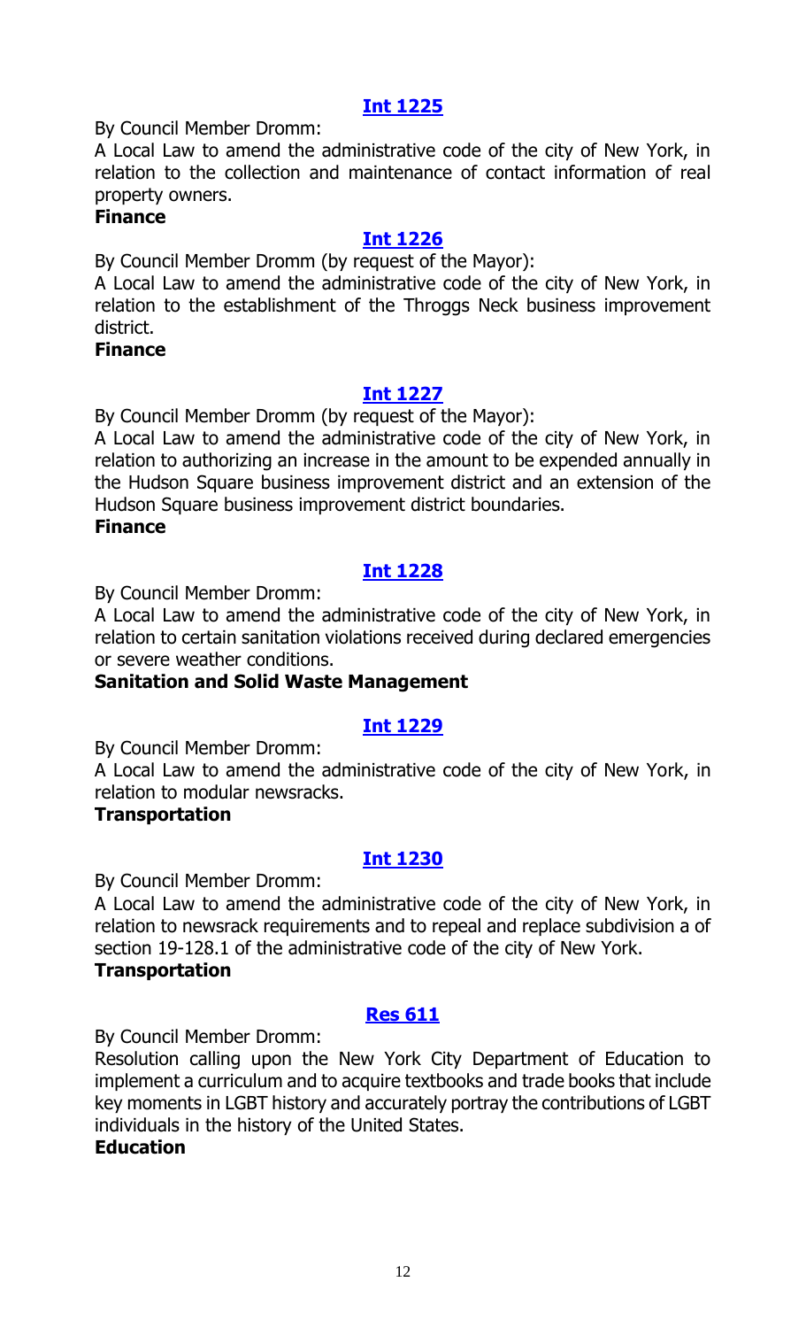**[Int 1225](#)**

By Council Member Dromm:

A Local Law to amend the administrative code of the city of New York, in relation to the collection and maintenance of contact information of real property owners.

**Finance**

**[Int 1226](#)**

By Council Member Dromm (by request of the Mayor):

A Local Law to amend the administrative code of the city of New York, in relation to the establishment of the Throggs Neck business improvement district.

**Finance**

**[Int 1227](#)**

By Council Member Dromm (by request of the Mayor):

A Local Law to amend the administrative code of the city of New York, in relation to authorizing an increase in the amount to be expended annually in the Hudson Square business improvement district and an extension of the Hudson Square business improvement district boundaries.

**Finance**

**[Int 1228](#)**

By Council Member Dromm:

A Local Law to amend the administrative code of the city of New York, in relation to certain sanitation violations received during declared emergencies or severe weather conditions.

**Sanitation and Solid Waste Management**

**[Int 1229](#)**

By Council Member Dromm:

A Local Law to amend the administrative code of the city of New York, in relation to modular newsracks.

**Transportation**

**[Int 1230](#)**

By Council Member Dromm:

A Local Law to amend the administrative code of the city of New York, in relation to newsrack requirements and to repeal and replace subdivision a of section 19-128.1 of the administrative code of the city of New York.

**Transportation**

**[Res 611](#)**

By Council Member Dromm:

Resolution calling upon the New York City Department of Education to implement a curriculum and to acquire textbooks and trade books that include key moments in LGBT history and accurately portray the contributions of LGBT individuals in the history of the United States.

**Education**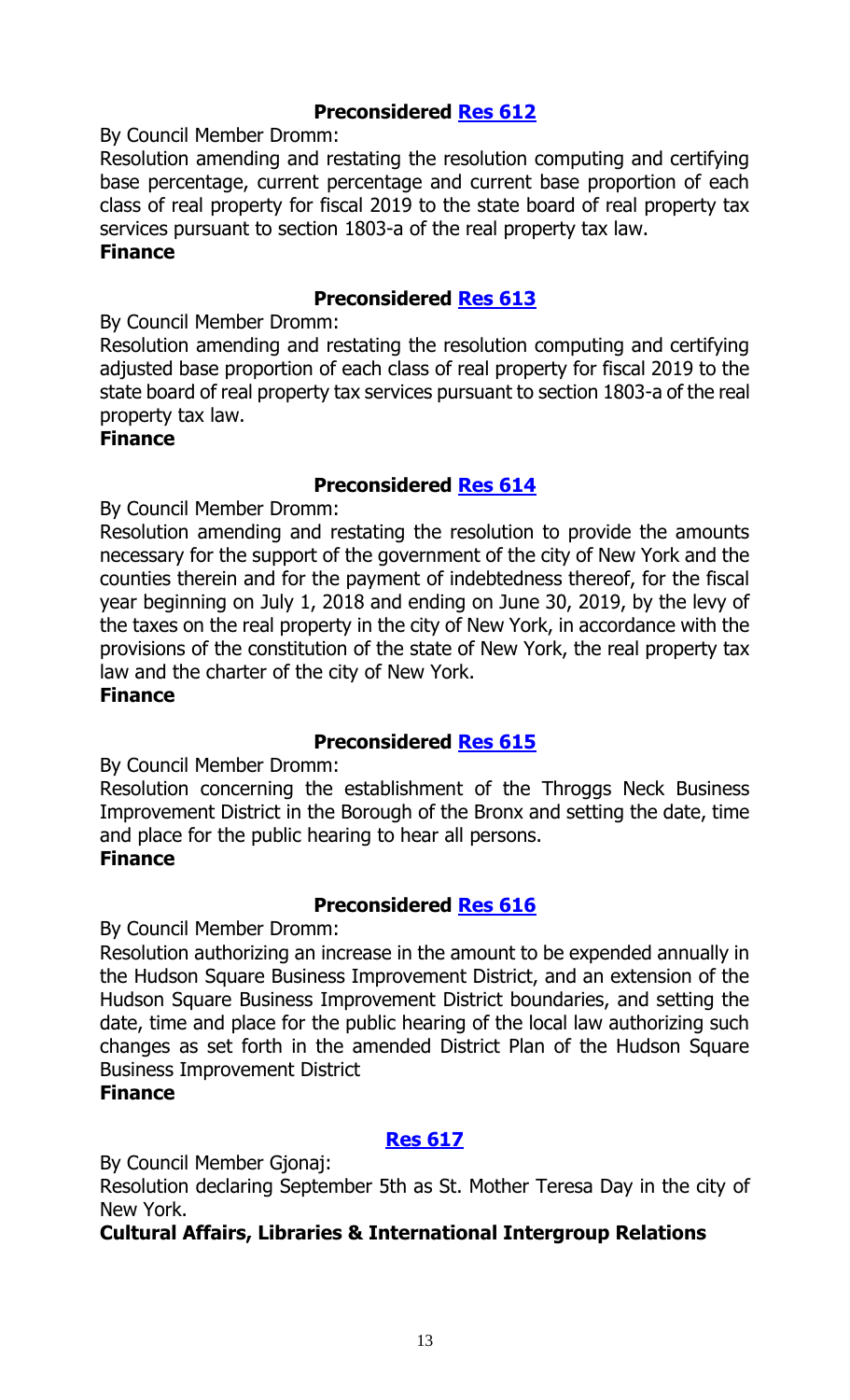**Preconsidered Res 612**

By Council Member Dromm:

Resolution amending and restating the resolution computing and certifying base percentage, current percentage and current base proportion of each class of real property for fiscal 2019 to the state board of real property tax services pursuant to section 1803-a of the real property tax law.

**Finance**

**Preconsidered Res 613**

By Council Member Dromm:

Resolution amending and restating the resolution computing and certifying adjusted base proportion of each class of real property for fiscal 2019 to the state board of real property tax services pursuant to section 1803-a of the real property tax law.

**Finance**

**Preconsidered Res 614**

By Council Member Dromm:

Resolution amending and restating the resolution to provide the amounts necessary for the support of the government of the city of New York and the counties therein and for the payment of indebtedness thereof, for the fiscal year beginning on July 1, 2018 and ending on June 30, 2019, by the levy of the taxes on the real property in the city of New York, in accordance with the provisions of the constitution of the state of New York, the real property tax law and the charter of the city of New York.

**Finance**

**Preconsidered Res 615**

By Council Member Dromm:

Resolution concerning the establishment of the Throggs Neck Business Improvement District in the Borough of the Bronx and setting the date, time and place for the public hearing to hear all persons.

**Finance**

**Preconsidered Res 616**

By Council Member Dromm:

Resolution authorizing an increase in the amount to be expended annually in the Hudson Square Business Improvement District, and an extension of the Hudson Square Business Improvement District boundaries, and setting the date, time and place for the public hearing of the local law authorizing such changes as set forth in the amended District Plan of the Hudson Square Business Improvement District

**Finance**

**Res 617**

By Council Member Gjonaj:

Resolution declaring September 5th as St. Mother Teresa Day in the city of New York.

**Cultural Affairs, Libraries & International Intergroup Relations**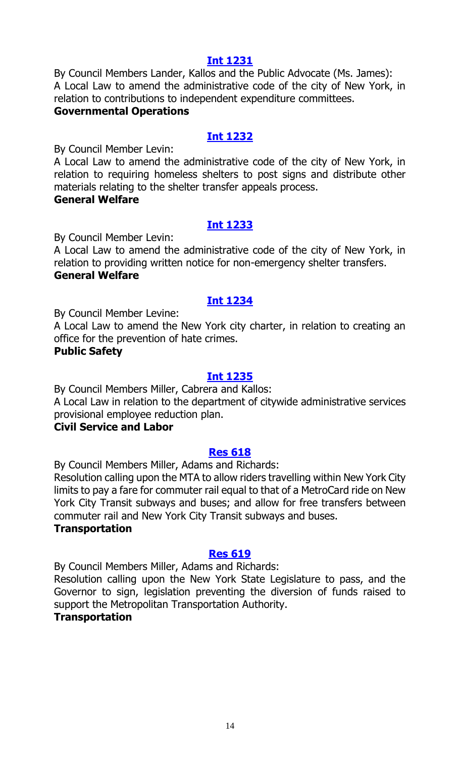### [Int 1231]

By Council Members Lander, Kallos and the Public Advocate (Ms. James):
A Local Law to amend the administrative code of the city of New York, in relation to contributions to independent expenditure committees.

**Governmental Operations**

### [Int 1232]

By Council Member Levin:

A Local Law to amend the administrative code of the city of New York, in relation to requiring homeless shelters to post signs and distribute other materials relating to the shelter transfer appeals process.

**General Welfare**

### [Int 1233]

By Council Member Levin:

A Local Law to amend the administrative code of the city of New York, in relation to providing written notice for non-emergency shelter transfers.

**General Welfare**

### [Int 1234]

By Council Member Levine:

A Local Law to amend the New York city charter, in relation to creating an office for the prevention of hate crimes.

**Public Safety**

### [Int 1235]

By Council Members Miller, Cabrera and Kallos:

A Local Law in relation to the department of citywide administrative services provisional employee reduction plan.

**Civil Service and Labor**

### [Res 618]

By Council Members Miller, Adams and Richards:

Resolution calling upon the MTA to allow riders travelling within New York City limits to pay a fare for commuter rail equal to that of a MetroCard ride on New York City Transit subways and buses; and allow for free transfers between commuter rail and New York City Transit subways and buses.

**Transportation**

### [Res 619]

By Council Members Miller, Adams and Richards:

Resolution calling upon the New York State Legislature to pass, and the Governor to sign, legislation preventing the diversion of funds raised to support the Metropolitan Transportation Authority.

**Transportation**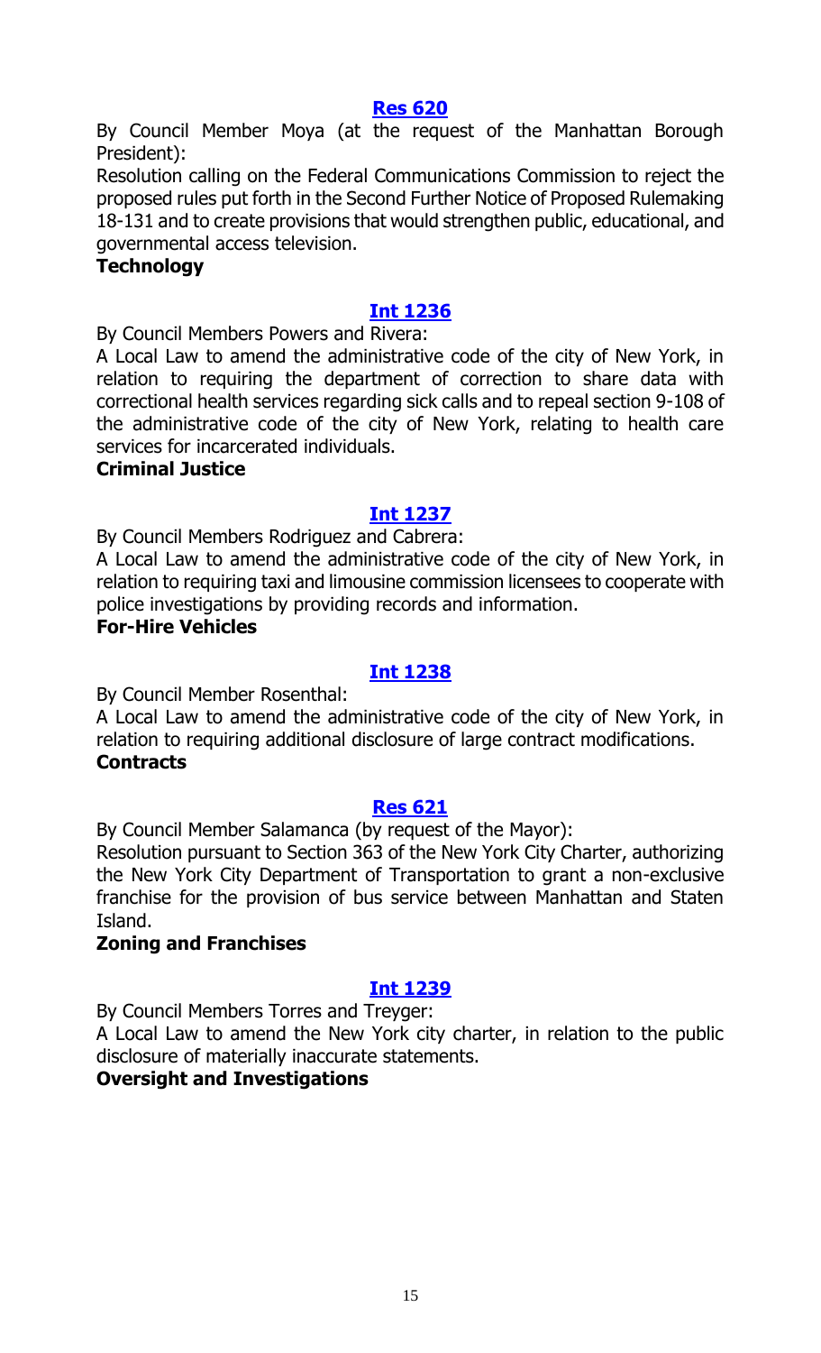**Res 620**

By Council Member Moya (at the request of the Manhattan Borough President):

Resolution calling on the Federal Communications Commission to reject the proposed rules put forth in the Second Further Notice of Proposed Rulemaking 18-131 and to create provisions that would strengthen public, educational, and governmental access television.

**Technology**

**Int 1236**

By Council Members Powers and Rivera:

A Local Law to amend the administrative code of the city of New York, in relation to requiring the department of correction to share data with correctional health services regarding sick calls and to repeal section 9-108 of the administrative code of the city of New York, relating to health care services for incarcerated individuals.

**Criminal Justice**

**Int 1237**

By Council Members Rodriguez and Cabrera:

A Local Law to amend the administrative code of the city of New York, in relation to requiring taxi and limousine commission licensees to cooperate with police investigations by providing records and information.

**For-Hire Vehicles**

**Int 1238**

By Council Member Rosenthal:

A Local Law to amend the administrative code of the city of New York, in relation to requiring additional disclosure of large contract modifications.

**Contracts**

**Res 621**

By Council Member Salamanca (by request of the Mayor):

Resolution pursuant to Section 363 of the New York City Charter, authorizing the New York City Department of Transportation to grant a non-exclusive franchise for the provision of bus service between Manhattan and Staten Island.

**Zoning and Franchises**

**Int 1239**

By Council Members Torres and Treyger:

A Local Law to amend the New York city charter, in relation to the public disclosure of materially inaccurate statements.

**Oversight and Investigations**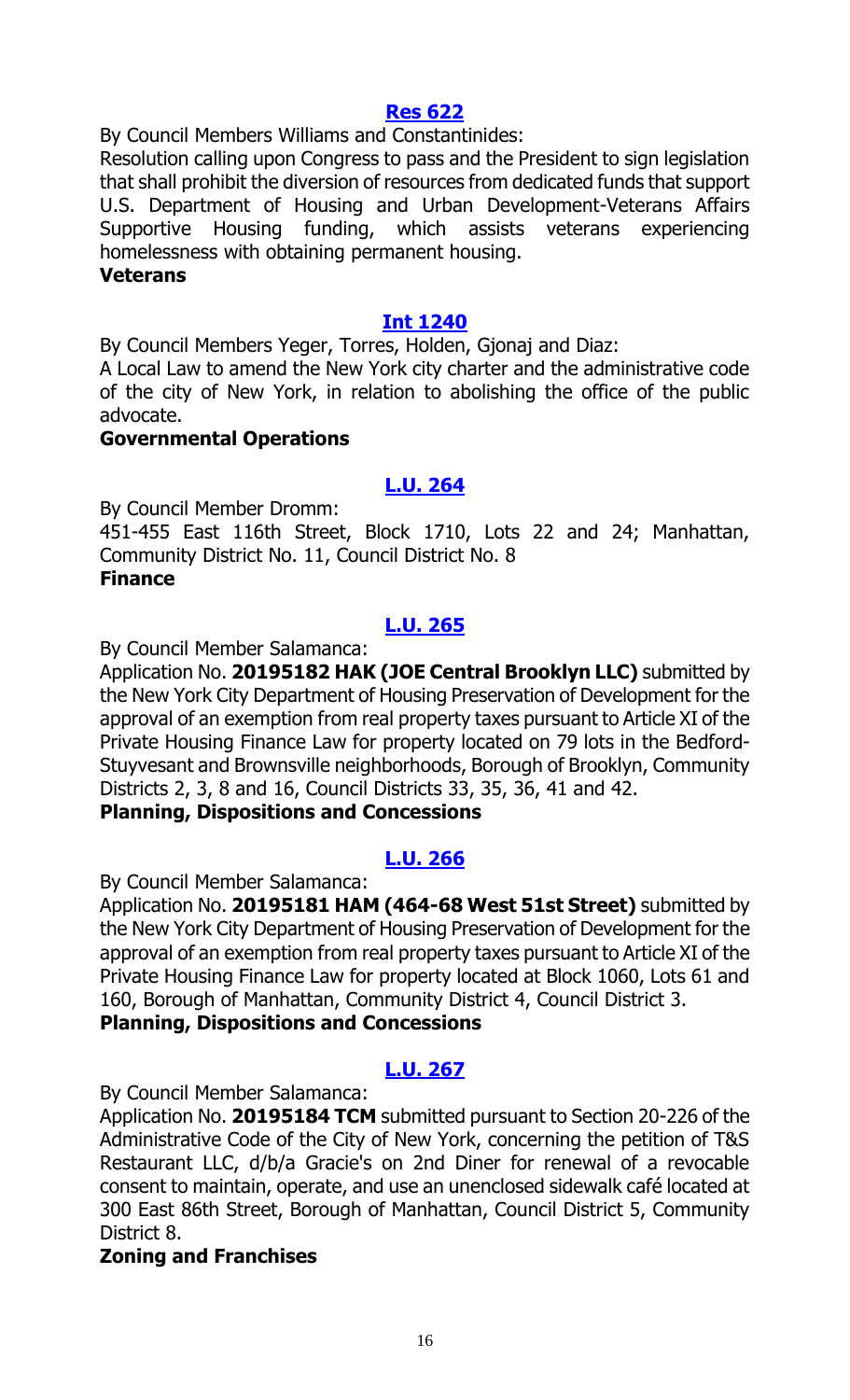## [Res 622](#)

By Council Members Williams and Constantinides:

Resolution calling upon Congress to pass and the President to sign legislation that shall prohibit the diversion of resources from dedicated funds that support U.S. Department of Housing and Urban Development-Veterans Affairs Supportive Housing funding, which assists veterans experiencing homelessness with obtaining permanent housing.

**Veterans**

## [Int 1240](#)

By Council Members Yeger, Torres, Holden, Gjonaj and Diaz:

A Local Law to amend the New York city charter and the administrative code of the city of New York, in relation to abolishing the office of the public advocate.

**Governmental Operations**

## [L.U. 264](#)

By Council Member Dromm:

451-455 East 116th Street, Block 1710, Lots 22 and 24; Manhattan, Community District No. 11, Council District No. 8

**Finance**

## [L.U. 265](#)

By Council Member Salamanca:

Application No. **20195182 HAK (JOE Central Brooklyn LLC)** submitted by the New York City Department of Housing Preservation of Development for the approval of an exemption from real property taxes pursuant to Article XI of the Private Housing Finance Law for property located on 79 lots in the Bedford-Stuyvesant and Brownsville neighborhoods, Borough of Brooklyn, Community Districts 2, 3, 8 and 16, Council Districts 33, 35, 36, 41 and 42.

**Planning, Dispositions and Concessions**

## [L.U. 266](#)

By Council Member Salamanca:

Application No. **20195181 HAM (464-68 West 51st Street)** submitted by the New York City Department of Housing Preservation of Development for the approval of an exemption from real property taxes pursuant to Article XI of the Private Housing Finance Law for property located at Block 1060, Lots 61 and 160, Borough of Manhattan, Community District 4, Council District 3.

**Planning, Dispositions and Concessions**

## [L.U. 267](#)

By Council Member Salamanca:

Application No. **20195184 TCM** submitted pursuant to Section 20-226 of the Administrative Code of the City of New York, concerning the petition of T&S Restaurant LLC, d/b/a Gracie's on 2nd Diner for renewal of a revocable consent to maintain, operate, and use an unenclosed sidewalk café located at 300 East 86th Street, Borough of Manhattan, Council District 5, Community District 8.

**Zoning and Franchises**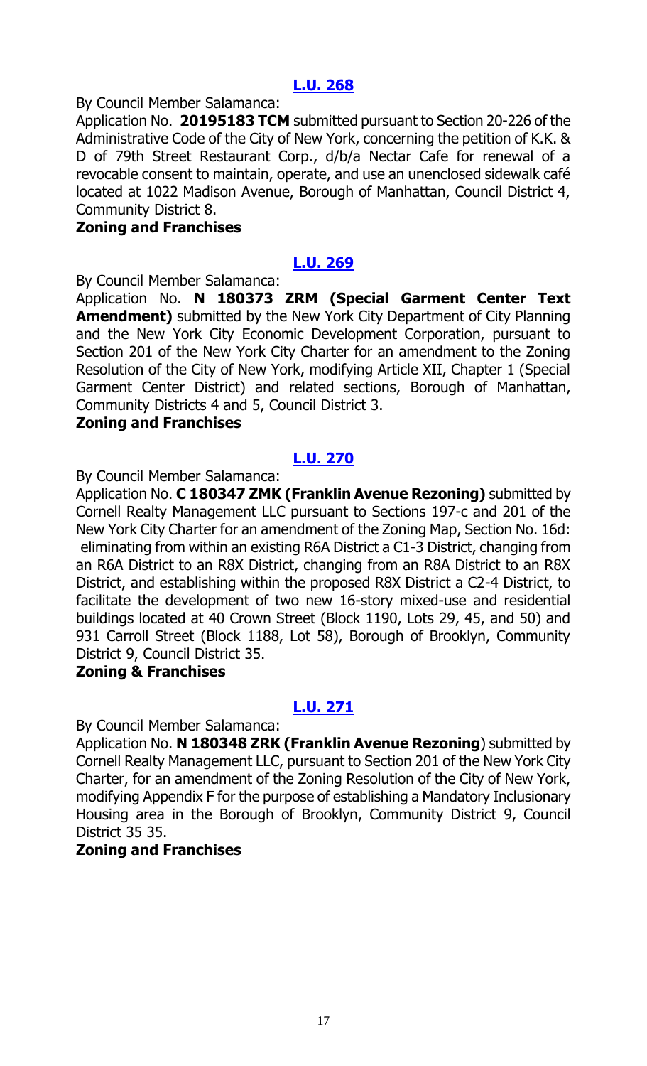### [L.U. 268]

By Council Member Salamanca:

Application No. **20195183 TCM** submitted pursuant to Section 20-226 of the Administrative Code of the City of New York, concerning the petition of K.K. & D of 79th Street Restaurant Corp., d/b/a Nectar Cafe for renewal of a revocable consent to maintain, operate, and use an unenclosed sidewalk café located at 1022 Madison Avenue, Borough of Manhattan, Council District 4, Community District 8.

**Zoning and Franchises**

### [L.U. 269]

By Council Member Salamanca:

Application No. **N 180373 ZRM (Special Garment Center Text Amendment)** submitted by the New York City Department of City Planning and the New York City Economic Development Corporation, pursuant to Section 201 of the New York City Charter for an amendment to the Zoning Resolution of the City of New York, modifying Article XII, Chapter 1 (Special Garment Center District) and related sections, Borough of Manhattan, Community Districts 4 and 5, Council District 3.

**Zoning and Franchises**

### [L.U. 270]

By Council Member Salamanca:

Application No. **C 180347 ZMK (Franklin Avenue Rezoning)** submitted by Cornell Realty Management LLC pursuant to Sections 197-c and 201 of the New York City Charter for an amendment of the Zoning Map, Section No. 16d: eliminating from within an existing R6A District a C1-3 District, changing from an R6A District to an R8X District, changing from an R8A District to an R8X District, and establishing within the proposed R8X District a C2-4 District, to facilitate the development of two new 16-story mixed-use and residential buildings located at 40 Crown Street (Block 1190, Lots 29, 45, and 50) and 931 Carroll Street (Block 1188, Lot 58), Borough of Brooklyn, Community District 9, Council District 35.

**Zoning & Franchises**

### [L.U. 271]

By Council Member Salamanca:

Application No. **N 180348 ZRK (Franklin Avenue Rezoning**) submitted by Cornell Realty Management LLC, pursuant to Section 201 of the New York City Charter, for an amendment of the Zoning Resolution of the City of New York, modifying Appendix F for the purpose of establishing a Mandatory Inclusionary Housing area in the Borough of Brooklyn, Community District 9, Council District 35 35.

**Zoning and Franchises**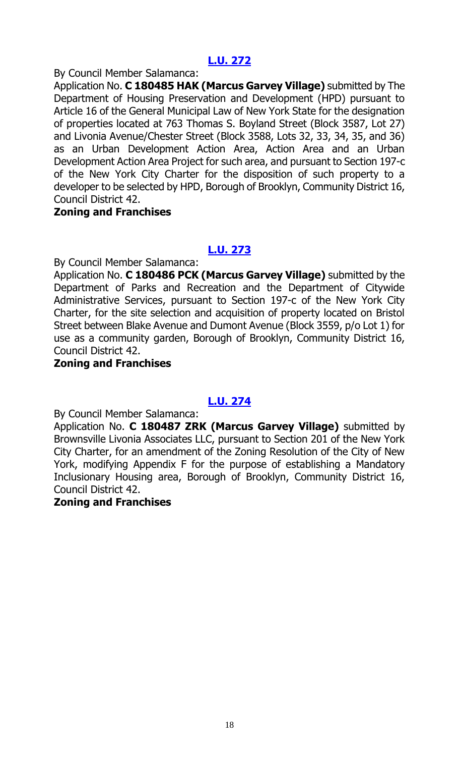### [L.U. 272](#)

By Council Member Salamanca:

Application No. **C 180485 HAK (Marcus Garvey Village)** submitted by The Department of Housing Preservation and Development (HPD) pursuant to Article 16 of the General Municipal Law of New York State for the designation of properties located at 763 Thomas S. Boyland Street (Block 3587, Lot 27) and Livonia Avenue/Chester Street (Block 3588, Lots 32, 33, 34, 35, and 36) as an Urban Development Action Area, Action Area and an Urban Development Action Area Project for such area, and pursuant to Section 197-c of the New York City Charter for the disposition of such property to a developer to be selected by HPD, Borough of Brooklyn, Community District 16, Council District 42.

**Zoning and Franchises**

### [L.U. 273](#)

By Council Member Salamanca:

Application No. **C 180486 PCK (Marcus Garvey Village)** submitted by the Department of Parks and Recreation and the Department of Citywide Administrative Services, pursuant to Section 197-c of the New York City Charter, for the site selection and acquisition of property located on Bristol Street between Blake Avenue and Dumont Avenue (Block 3559, p/o Lot 1) for use as a community garden, Borough of Brooklyn, Community District 16, Council District 42.

**Zoning and Franchises**

### [L.U. 274](#)

By Council Member Salamanca:

Application No. **C 180487 ZRK (Marcus Garvey Village)** submitted by Brownsville Livonia Associates LLC, pursuant to Section 201 of the New York City Charter, for an amendment of the Zoning Resolution of the City of New York, modifying Appendix F for the purpose of establishing a Mandatory Inclusionary Housing area, Borough of Brooklyn, Community District 16, Council District 42.

**Zoning and Franchises**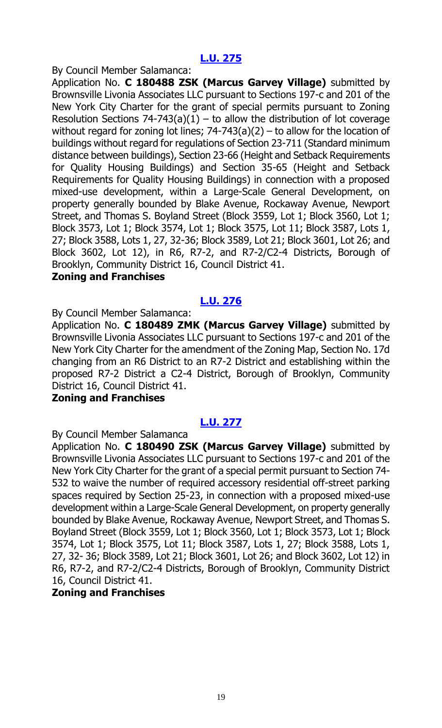### [L.U. 275]

By Council Member Salamanca:

Application No. **C 180488 ZSK (Marcus Garvey Village)** submitted by Brownsville Livonia Associates LLC pursuant to Sections 197-c and 201 of the New York City Charter for the grant of special permits pursuant to Zoning Resolution Sections 74-743(a)(1) – to allow the distribution of lot coverage without regard for zoning lot lines; 74-743(a)(2) – to allow for the location of buildings without regard for regulations of Section 23-711 (Standard minimum distance between buildings), Section 23-66 (Height and Setback Requirements for Quality Housing Buildings) and Section 35-65 (Height and Setback Requirements for Quality Housing Buildings) in connection with a proposed mixed-use development, within a Large-Scale General Development, on property generally bounded by Blake Avenue, Rockaway Avenue, Newport Street, and Thomas S. Boyland Street (Block 3559, Lot 1; Block 3560, Lot 1; Block 3573, Lot 1; Block 3574, Lot 1; Block 3575, Lot 11; Block 3587, Lots 1, 27; Block 3588, Lots 1, 27, 32-36; Block 3589, Lot 21; Block 3601, Lot 26; and Block 3602, Lot 12), in R6, R7-2, and R7-2/C2-4 Districts, Borough of Brooklyn, Community District 16, Council District 41.

**Zoning and Franchises**

### [L.U. 276]

By Council Member Salamanca:

Application No. **C 180489 ZMK (Marcus Garvey Village)** submitted by Brownsville Livonia Associates LLC pursuant to Sections 197-c and 201 of the New York City Charter for the amendment of the Zoning Map, Section No. 17d changing from an R6 District to an R7-2 District and establishing within the proposed R7-2 District a C2-4 District, Borough of Brooklyn, Community District 16, Council District 41.

**Zoning and Franchises**

### [L.U. 277]

By Council Member Salamanca

Application No. **C 180490 ZSK (Marcus Garvey Village)** submitted by Brownsville Livonia Associates LLC pursuant to Sections 197-c and 201 of the New York City Charter for the grant of a special permit pursuant to Section 74-532 to waive the number of required accessory residential off-street parking spaces required by Section 25-23, in connection with a proposed mixed-use development within a Large-Scale General Development, on property generally bounded by Blake Avenue, Rockaway Avenue, Newport Street, and Thomas S. Boyland Street (Block 3559, Lot 1; Block 3560, Lot 1; Block 3573, Lot 1; Block 3574, Lot 1; Block 3575, Lot 11; Block 3587, Lots 1, 27; Block 3588, Lots 1, 27, 32- 36; Block 3589, Lot 21; Block 3601, Lot 26; and Block 3602, Lot 12) in R6, R7-2, and R7-2/C2-4 Districts, Borough of Brooklyn, Community District 16, Council District 41.

**Zoning and Franchises**